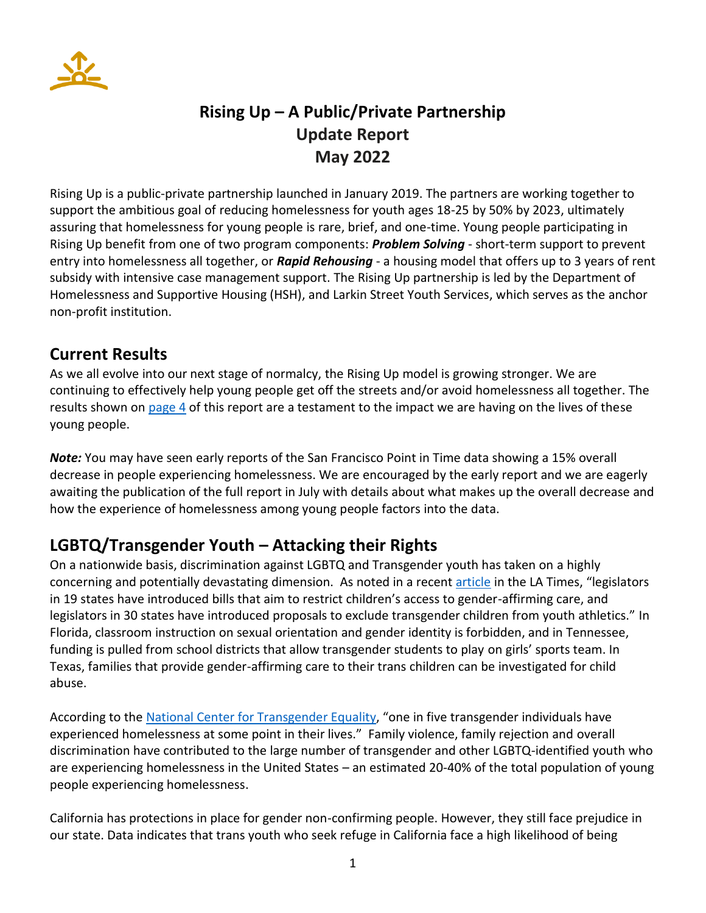# Rising Up – A Public/Private Partnership
# Update Report
# May 2022

Rising Up is a public-private partnership launched in January 2019. The partners are working together to support the ambitious goal of reducing homelessness for youth ages 18-25 by 50% by 2023, ultimately assuring that homelessness for young people is rare, brief, and one-time. Young people participating in Rising Up benefit from one of two program components: ***Problem Solving*** - short-term support to prevent entry into homelessness all together, or ***Rapid Rehousing*** - a housing model that offers up to 3 years of rent subsidy with intensive case management support. The Rising Up partnership is led by the Department of Homelessness and Supportive Housing (HSH), and Larkin Street Youth Services, which serves as the anchor non-profit institution.

## Current Results

As we all evolve into our next stage of normalcy, the Rising Up model is growing stronger. We are continuing to effectively help young people get off the streets and/or avoid homelessness all together. The results shown on page 4 of this report are a testament to the impact we are having on the lives of these young people.

***Note:*** You may have seen early reports of the San Francisco Point in Time data showing a 15% overall decrease in people experiencing homelessness. We are encouraged by the early report and we are eagerly awaiting the publication of the full report in July with details about what makes up the overall decrease and how the experience of homelessness among young people factors into the data.

## LGBTQ/Transgender Youth – Attacking their Rights

On a nationwide basis, discrimination against LGBTQ and Transgender youth has taken on a highly concerning and potentially devastating dimension. As noted in a recent article in the LA Times, "legislators in 19 states have introduced bills that aim to restrict children's access to gender-affirming care, and legislators in 30 states have introduced proposals to exclude transgender children from youth athletics." In Florida, classroom instruction on sexual orientation and gender identity is forbidden, and in Tennessee, funding is pulled from school districts that allow transgender students to play on girls' sports team. In Texas, families that provide gender-affirming care to their trans children can be investigated for child abuse.

According to the National Center for Transgender Equality, "one in five transgender individuals have experienced homelessness at some point in their lives." Family violence, family rejection and overall discrimination have contributed to the large number of transgender and other LGBTQ-identified youth who are experiencing homelessness in the United States – an estimated 20-40% of the total population of young people experiencing homelessness.

California has protections in place for gender non-confirming people. However, they still face prejudice in our state. Data indicates that trans youth who seek refuge in California face a high likelihood of being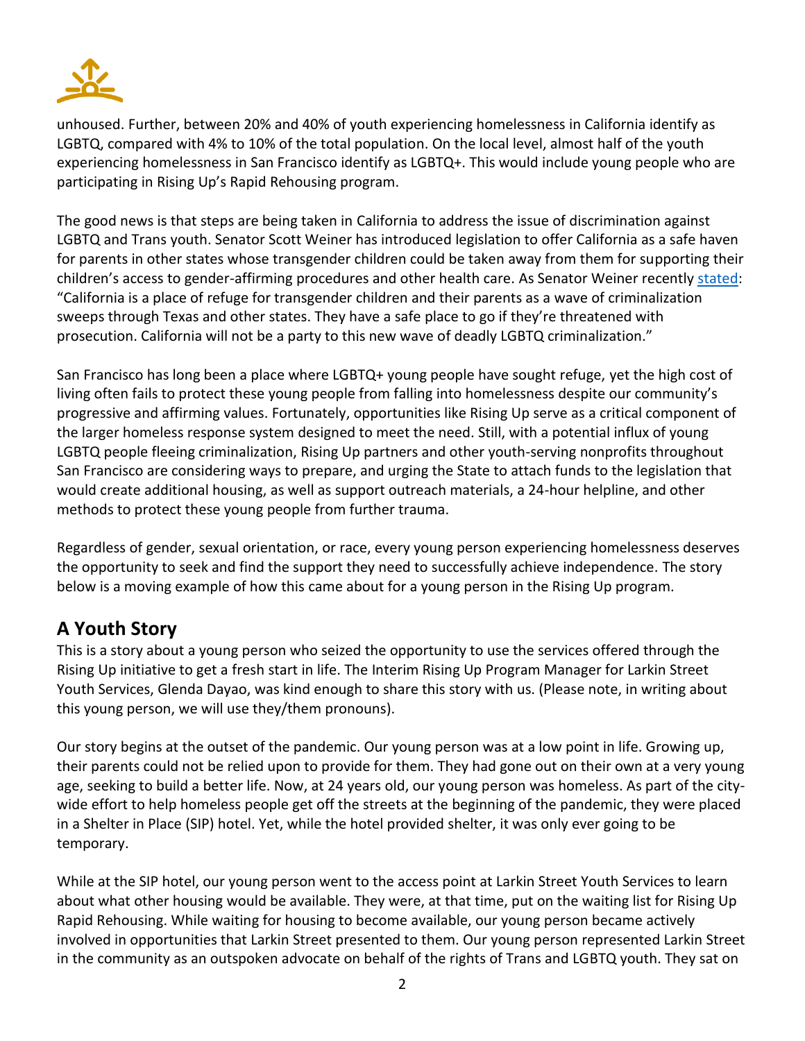unhoused. Further, between 20% and 40% of youth experiencing homelessness in California identify as LGBTQ, compared with 4% to 10% of the total population. On the local level, almost half of the youth experiencing homelessness in San Francisco identify as LGBTQ+. This would include young people who are participating in Rising Up's Rapid Rehousing program.

The good news is that steps are being taken in California to address the issue of discrimination against LGBTQ and Trans youth. Senator Scott Weiner has introduced legislation to offer California as a safe haven for parents in other states whose transgender children could be taken away from them for supporting their children's access to gender-affirming procedures and other health care. As Senator Weiner recently stated: "California is a place of refuge for transgender children and their parents as a wave of criminalization sweeps through Texas and other states. They have a safe place to go if they're threatened with prosecution. California will not be a party to this new wave of deadly LGBTQ criminalization."

San Francisco has long been a place where LGBTQ+ young people have sought refuge, yet the high cost of living often fails to protect these young people from falling into homelessness despite our community's progressive and affirming values. Fortunately, opportunities like Rising Up serve as a critical component of the larger homeless response system designed to meet the need. Still, with a potential influx of young LGBTQ people fleeing criminalization, Rising Up partners and other youth-serving nonprofits throughout San Francisco are considering ways to prepare, and urging the State to attach funds to the legislation that would create additional housing, as well as support outreach materials, a 24-hour helpline, and other methods to protect these young people from further trauma.

Regardless of gender, sexual orientation, or race, every young person experiencing homelessness deserves the opportunity to seek and find the support they need to successfully achieve independence. The story below is a moving example of how this came about for a young person in the Rising Up program.

## A Youth Story

This is a story about a young person who seized the opportunity to use the services offered through the Rising Up initiative to get a fresh start in life. The Interim Rising Up Program Manager for Larkin Street Youth Services, Glenda Dayao, was kind enough to share this story with us. (Please note, in writing about this young person, we will use they/them pronouns).

Our story begins at the outset of the pandemic. Our young person was at a low point in life. Growing up, their parents could not be relied upon to provide for them. They had gone out on their own at a very young age, seeking to build a better life. Now, at 24 years old, our young person was homeless. As part of the city-wide effort to help homeless people get off the streets at the beginning of the pandemic, they were placed in a Shelter in Place (SIP) hotel. Yet, while the hotel provided shelter, it was only ever going to be temporary.

While at the SIP hotel, our young person went to the access point at Larkin Street Youth Services to learn about what other housing would be available. They were, at that time, put on the waiting list for Rising Up Rapid Rehousing. While waiting for housing to become available, our young person became actively involved in opportunities that Larkin Street presented to them. Our young person represented Larkin Street in the community as an outspoken advocate on behalf of the rights of Trans and LGBTQ youth. They sat on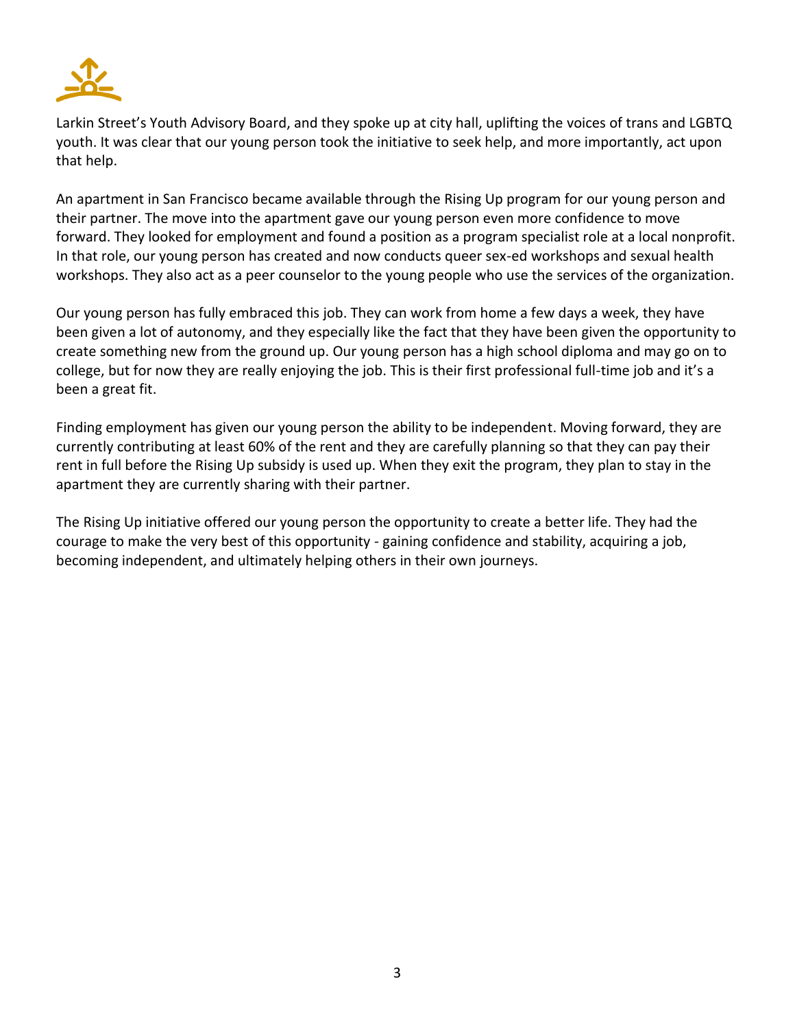Larkin Street's Youth Advisory Board, and they spoke up at city hall, uplifting the voices of trans and LGBTQ youth. It was clear that our young person took the initiative to seek help, and more importantly, act upon that help.

An apartment in San Francisco became available through the Rising Up program for our young person and their partner. The move into the apartment gave our young person even more confidence to move forward. They looked for employment and found a position as a program specialist role at a local nonprofit. In that role, our young person has created and now conducts queer sex-ed workshops and sexual health workshops. They also act as a peer counselor to the young people who use the services of the organization.

Our young person has fully embraced this job. They can work from home a few days a week, they have been given a lot of autonomy, and they especially like the fact that they have been given the opportunity to create something new from the ground up. Our young person has a high school diploma and may go on to college, but for now they are really enjoying the job. This is their first professional full-time job and it's a been a great fit.

Finding employment has given our young person the ability to be independent. Moving forward, they are currently contributing at least 60% of the rent and they are carefully planning so that they can pay their rent in full before the Rising Up subsidy is used up. When they exit the program, they plan to stay in the apartment they are currently sharing with their partner.

The Rising Up initiative offered our young person the opportunity to create a better life. They had the courage to make the very best of this opportunity - gaining confidence and stability, acquiring a job, becoming independent, and ultimately helping others in their own journeys.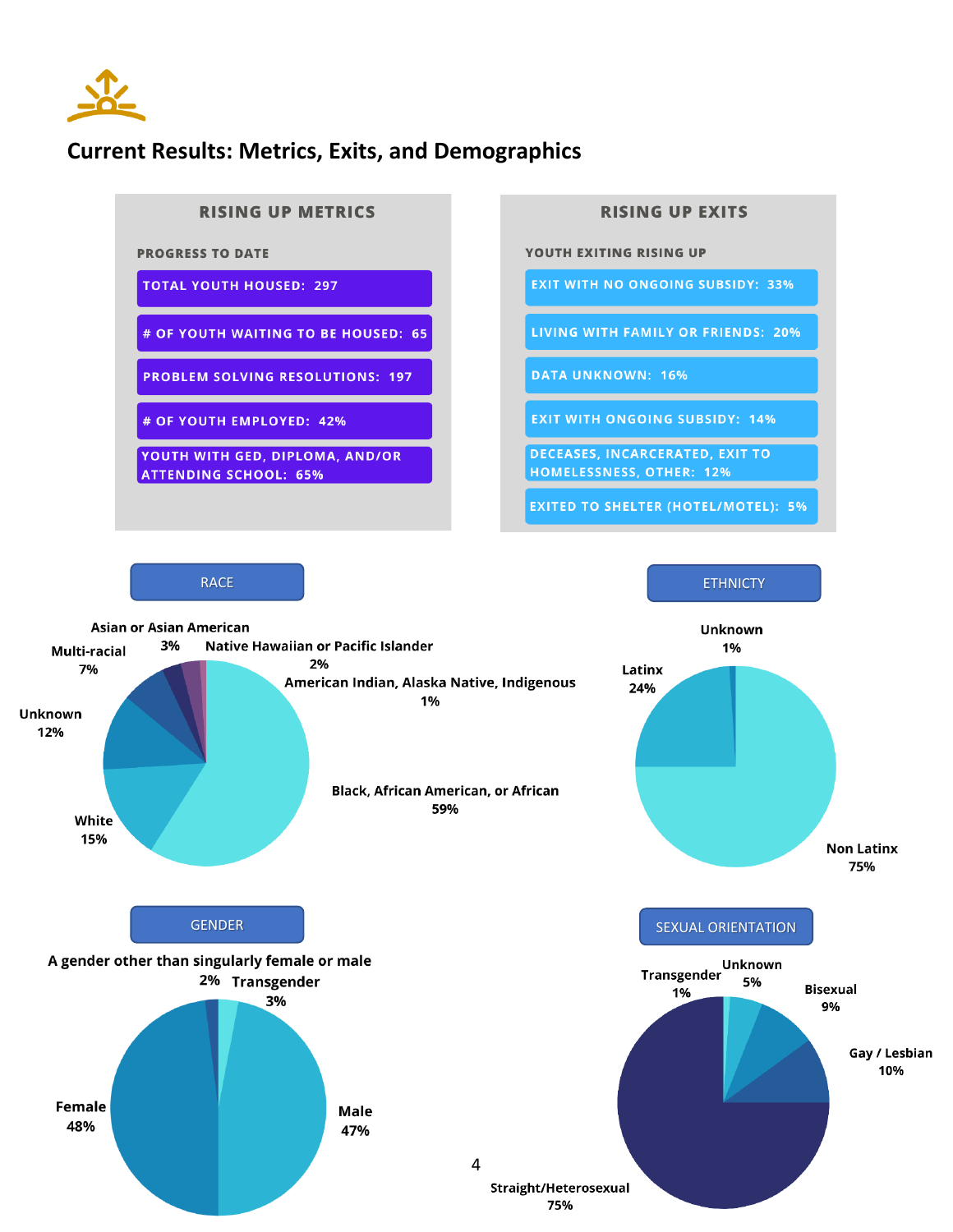## Current Results: Metrics, Exits, and Demographics

**RISING UP METRICS**

**PROGRESS TO DATE**

- TOTAL YOUTH HOUSED: 297
- # OF YOUTH WAITING TO BE HOUSED: 65
- PROBLEM SOLVING RESOLUTIONS: 197
- # OF YOUTH EMPLOYED: 42%
- YOUTH WITH GED, DIPLOMA, AND/OR ATTENDING SCHOOL: 65%

**RISING UP EXITS**

**YOUTH EXITING RISING UP**

- EXIT WITH NO ONGOING SUBSIDY: 33%
- LIVING WITH FAMILY OR FRIENDS: 20%
- DATA UNKNOWN: 16%
- EXIT WITH ONGOING SUBSIDY: 14%
- DECEASES, INCARCERATED, EXIT TO HOMELESSNESS, OTHER: 12%
- EXITED TO SHELTER (HOTEL/MOTEL): 5%

RACE

Asian or Asian American 3%
Native Hawaiian or Pacific Islander 2%
American Indian, Alaska Native, Indigenous 1%
Multi-racial 7%
Unknown 12%
White 15%
Black, African American, or African 59%

ETHNICTY

Unknown 1%
Latinx 24%
Non Latinx 75%

GENDER

A gender other than singularly female or male 2%
Transgender 3%
Female 48%
Male 47%

SEXUAL ORIENTATION

Transgender 1%
Unknown 5%
Bisexual 9%
Gay / Lesbian 10%
Straight/Heterosexual 75%